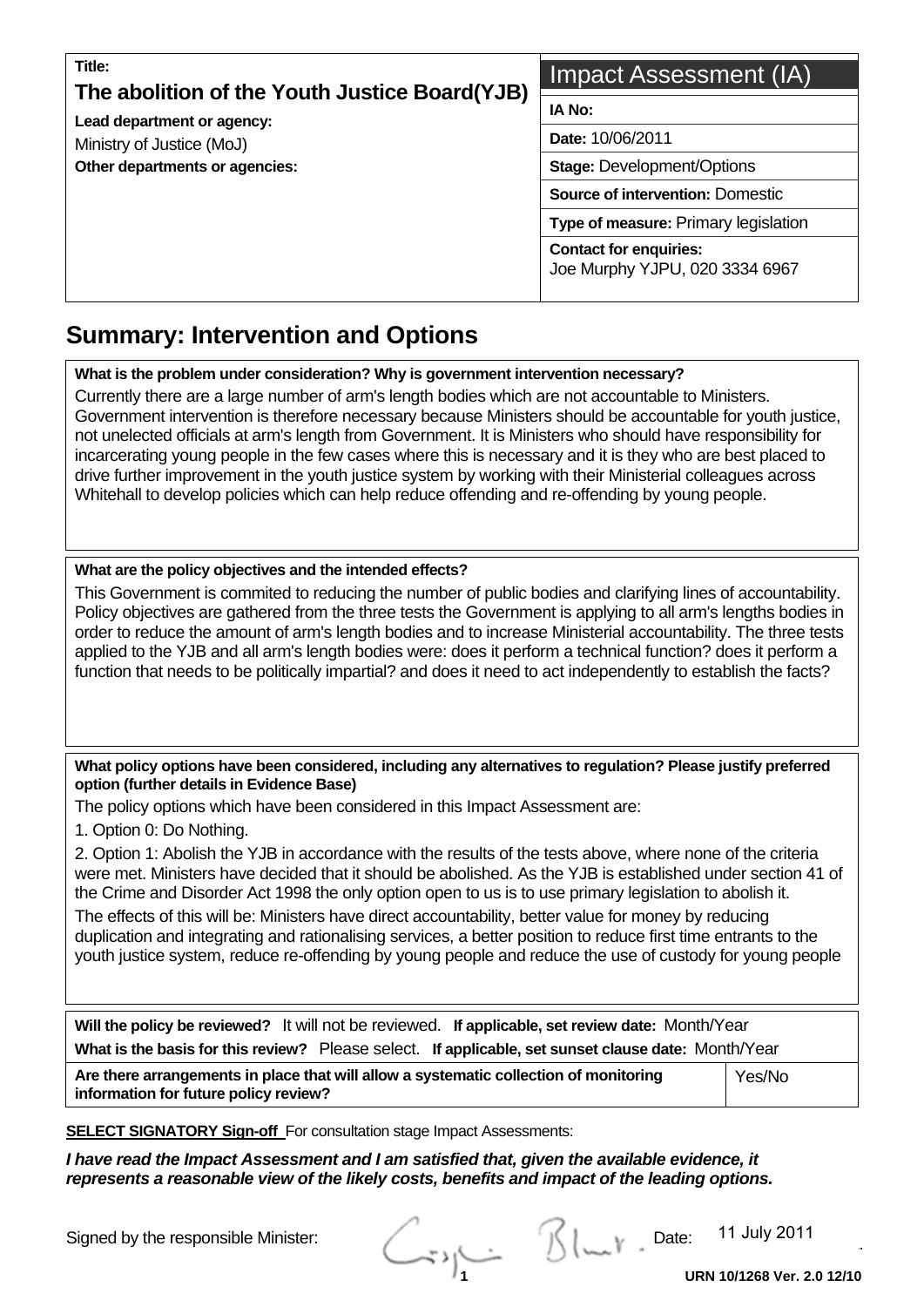**Title:**

**The abolition of the Youth Justice Board(YJB)**

**Lead department or agency:**

Ministry of Justice (MoJ)

**Other departments or agencies:**

| Impact Assessment (IA) |
|---|
| **IA No:** |
| **Date:** 10/06/2011 |
| **Stage:** Development/Options |
| **Source of intervention:** Domestic |
| **Type of measure:** Primary legislation |
| **Contact for enquiries:** Joe Murphy YJPU, 020 3334 6967 |

## Summary: Intervention and Options

**What is the problem under consideration? Why is government intervention necessary?**

Currently there are a large number of arm's length bodies which are not accountable to Ministers. Government intervention is therefore necessary because Ministers should be accountable for youth justice, not unelected officials at arm's length from Government. It is Ministers who should have responsibility for incarcerating young people in the few cases where this is necessary and it is they who are best placed to drive further improvement in the youth justice system by working with their Ministerial colleagues across Whitehall to develop policies which can help reduce offending and re-offending by young people.

**What are the policy objectives and the intended effects?**

This Government is commited to reducing the number of public bodies and clarifying lines of accountability. Policy objectives are gathered from the three tests the Government is applying to all arm's lengths bodies in order to reduce the amount of arm's length bodies and to increase Ministerial accountability. The three tests applied to the YJB and all arm's length bodies were: does it perform a technical function? does it perform a function that needs to be politically impartial? and does it need to act independently to establish the facts?

**What policy options have been considered, including any alternatives to regulation? Please justify preferred option (further details in Evidence Base)**

The policy options which have been considered in this Impact Assessment are:

1. Option 0: Do Nothing.

2. Option 1: Abolish the YJB in accordance with the results of the tests above, where none of the criteria were met. Ministers have decided that it should be abolished. As the YJB is established under section 41 of the Crime and Disorder Act 1998 the only option open to us is to use primary legislation to abolish it.

The effects of this will be: Ministers have direct accountability, better value for money by reducing duplication and integrating and rationalising services, a better position to reduce first time entrants to the youth justice system, reduce re-offending by young people and reduce the use of custody for young people

**Will the policy be reviewed?** It will not be reviewed. **If applicable, set review date:** Month/Year

**What is the basis for this review?** Please select. **If applicable, set sunset clause date:** Month/Year

| **Are there arrangements in place that will allow a systematic collection of monitoring information for future policy review?** | Yes/No |
|---|---|

**SELECT SIGNATORY Sign-off** For consultation stage Impact Assessments:

***I have read the Impact Assessment and I am satisfied that, given the available evidence, it represents a reasonable view of the likely costs, benefits and impact of the leading options.***

Signed by the responsible Minister: Crispin Blunt. Date: 11 July 2011

URN 10/1268 Ver. 2.0 12/10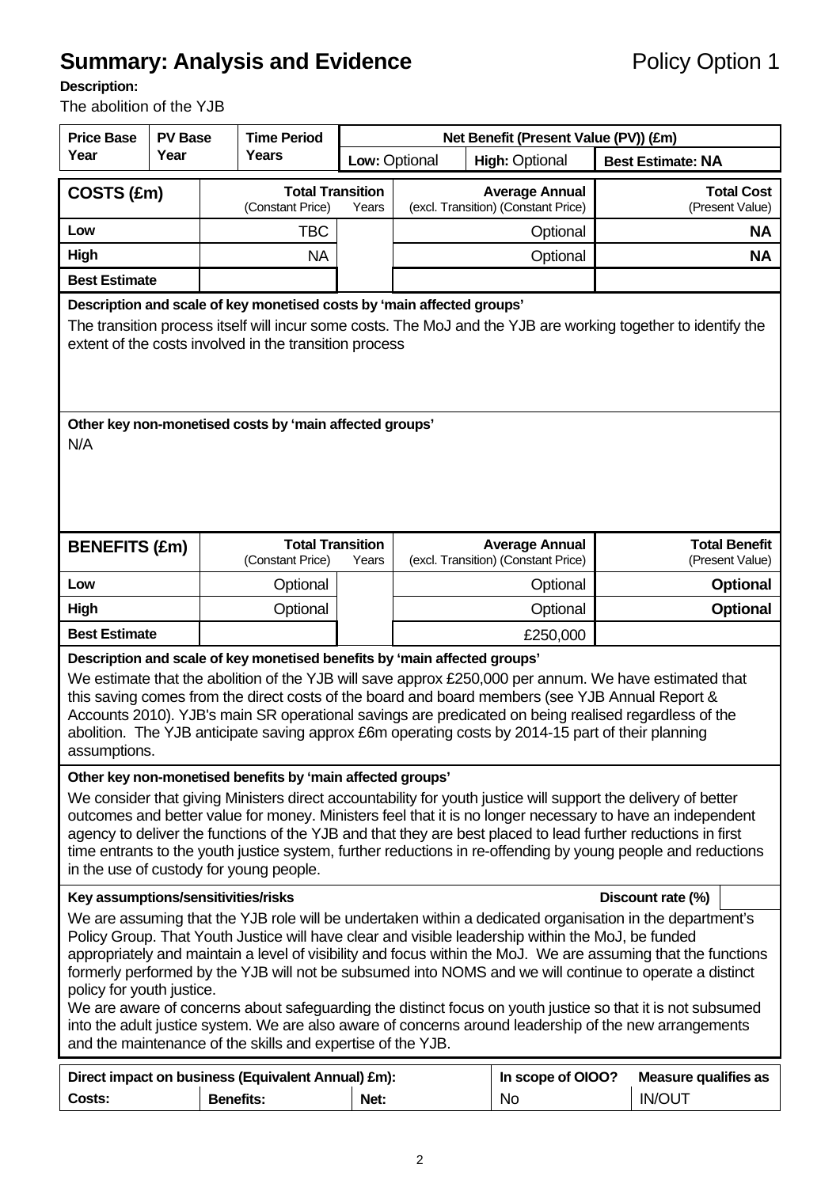# Summary: Analysis and Evidence

Policy Option 1

**Description:**

The abolition of the YJB

| Price Base Year | PV Base Year | Time Period Years | Net Benefit (Present Value (PV)) (£m) | | |
|---|---|---|---|---|---|
| | | | Low: Optional | High: Optional | Best Estimate: NA |

| COSTS (£m) | Total Transition (Constant Price) | Years | Average Annual (excl. Transition) (Constant Price) | Total Cost (Present Value) |
|---|---|---|---|---|
| Low | TBC | | Optional | NA |
| High | NA | | Optional | NA |
| Best Estimate | | | | |

**Description and scale of key monetised costs by 'main affected groups'**

The transition process itself will incur some costs. The MoJ and the YJB are working together to identify the extent of the costs involved in the transition process

**Other key non-monetised costs by 'main affected groups'**

N/A

| BENEFITS (£m) | Total Transition (Constant Price) | Years | Average Annual (excl. Transition) (Constant Price) | Total Benefit (Present Value) |
|---|---|---|---|---|
| Low | Optional | | Optional | Optional |
| High | Optional | | Optional | Optional |
| Best Estimate | | | £250,000 | |

**Description and scale of key monetised benefits by 'main affected groups'**

We estimate that the abolition of the YJB will save approx £250,000 per annum. We have estimated that this saving comes from the direct costs of the board and board members (see YJB Annual Report & Accounts 2010). YJB's main SR operational savings are predicated on being realised regardless of the abolition. The YJB anticipate saving approx £6m operating costs by 2014-15 part of their planning assumptions.

**Other key non-monetised benefits by 'main affected groups'**

We consider that giving Ministers direct accountability for youth justice will support the delivery of better outcomes and better value for money. Ministers feel that it is no longer necessary to have an independent agency to deliver the functions of the YJB and that they are best placed to lead further reductions in first time entrants to the youth justice system, further reductions in re-offending by young people and reductions in the use of custody for young people.

**Key assumptions/sensitivities/risks** **Discount rate (%)**

We are assuming that the YJB role will be undertaken within a dedicated organisation in the department's Policy Group. That Youth Justice will have clear and visible leadership within the MoJ, be funded appropriately and maintain a level of visibility and focus within the MoJ. We are assuming that the functions formerly performed by the YJB will not be subsumed into NOMS and we will continue to operate a distinct policy for youth justice.

We are aware of concerns about safeguarding the distinct focus on youth justice so that it is not subsumed into the adult justice system. We are also aware of concerns around leadership of the new arrangements and the maintenance of the skills and expertise of the YJB.

| Direct impact on business (Equivalent Annual) £m): | | | In scope of OIOO? | Measure qualifies as |
|---|---|---|---|---|
| Costs: | Benefits: | Net: | No | IN/OUT |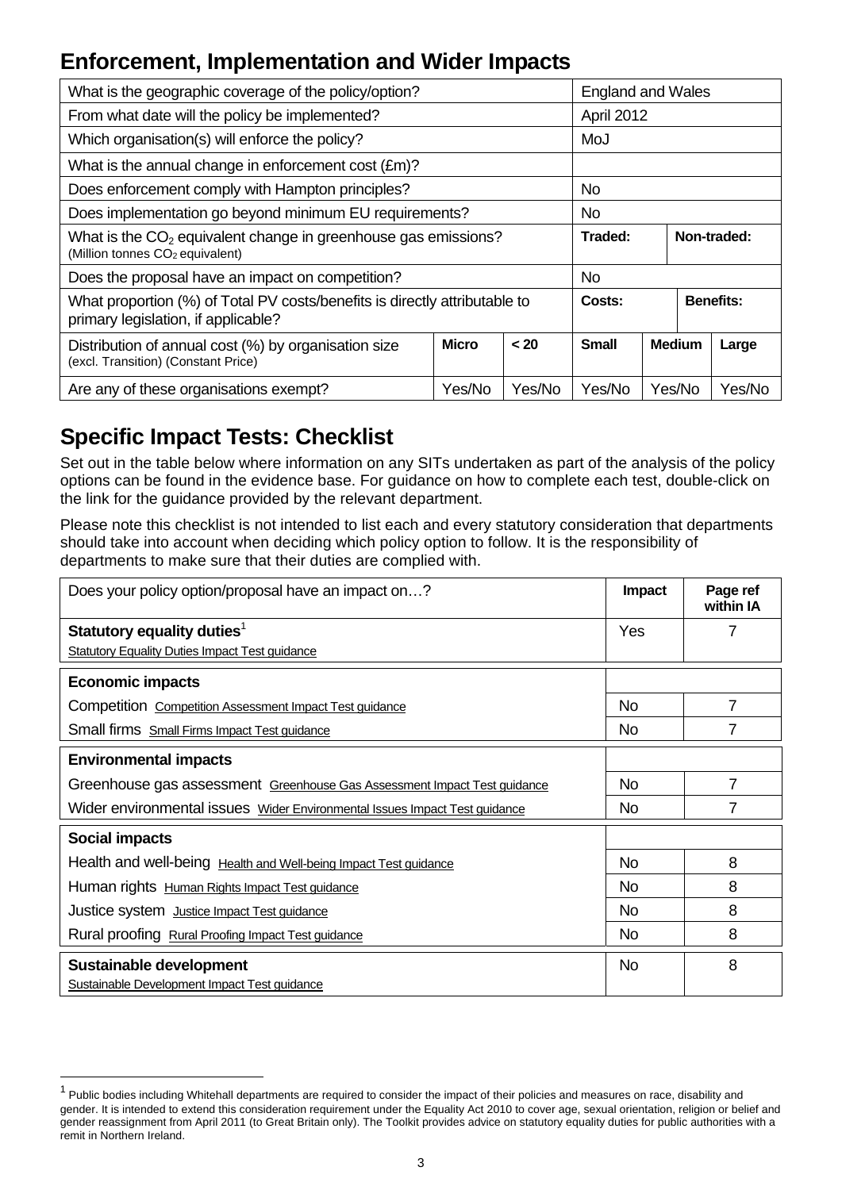## Enforcement, Implementation and Wider Impacts

| What is the geographic coverage of the policy/option? | | | England and Wales | | |
|---|---|---|---|---|---|
| From what date will the policy be implemented? | | | April 2012 | | |
| Which organisation(s) will enforce the policy? | | | MoJ | | |
| What is the annual change in enforcement cost (£m)? | | | | | |
| Does enforcement comply with Hampton principles? | | | No | | |
| Does implementation go beyond minimum EU requirements? | | | No | | |
| What is the $CO_2$ equivalent change in greenhouse gas emissions? (Million tonnes $CO_2$ equivalent) | | | **Traded:** | **Non-traded:** | |
| Does the proposal have an impact on competition? | | | No | | |
| What proportion (%) of Total PV costs/benefits is directly attributable to primary legislation, if applicable? | | | **Costs:** | **Benefits:** | |
| Distribution of annual cost (%) by organisation size (excl. Transition) (Constant Price) | **Micro** | **< 20** | **Small** | **Medium** | **Large** |
| Are any of these organisations exempt? | Yes/No | Yes/No | Yes/No | Yes/No | Yes/No |

## Specific Impact Tests: Checklist

Set out in the table below where information on any SITs undertaken as part of the analysis of the policy options can be found in the evidence base. For guidance on how to complete each test, double-click on the link for the guidance provided by the relevant department.

Please note this checklist is not intended to list each and every statutory consideration that departments should take into account when deciding which policy option to follow. It is the responsibility of departments to make sure that their duties are complied with.

| Does your policy option/proposal have an impact on…? | **Impact** | **Page ref within IA** |
|---|---|---|
| **Statutory equality duties**[1] Statutory Equality Duties Impact Test guidance | Yes | 7 |
| **Economic impacts** | | |
| Competition Competition Assessment Impact Test guidance | No | 7 |
| Small firms Small Firms Impact Test guidance | No | 7 |
| **Environmental impacts** | | |
| Greenhouse gas assessment Greenhouse Gas Assessment Impact Test guidance | No | 7 |
| Wider environmental issues Wider Environmental Issues Impact Test guidance | No | 7 |
| **Social impacts** | | |
| Health and well-being Health and Well-being Impact Test guidance | No | 8 |
| Human rights Human Rights Impact Test guidance | No | 8 |
| Justice system Justice Impact Test guidance | No | 8 |
| Rural proofing Rural Proofing Impact Test guidance | No | 8 |
| **Sustainable development** Sustainable Development Impact Test guidance | No | 8 |

[1] Public bodies including Whitehall departments are required to consider the impact of their policies and measures on race, disability and gender. It is intended to extend this consideration requirement under the Equality Act 2010 to cover age, sexual orientation, religion or belief and gender reassignment from April 2011 (to Great Britain only). The Toolkit provides advice on statutory equality duties for public authorities with a remit in Northern Ireland.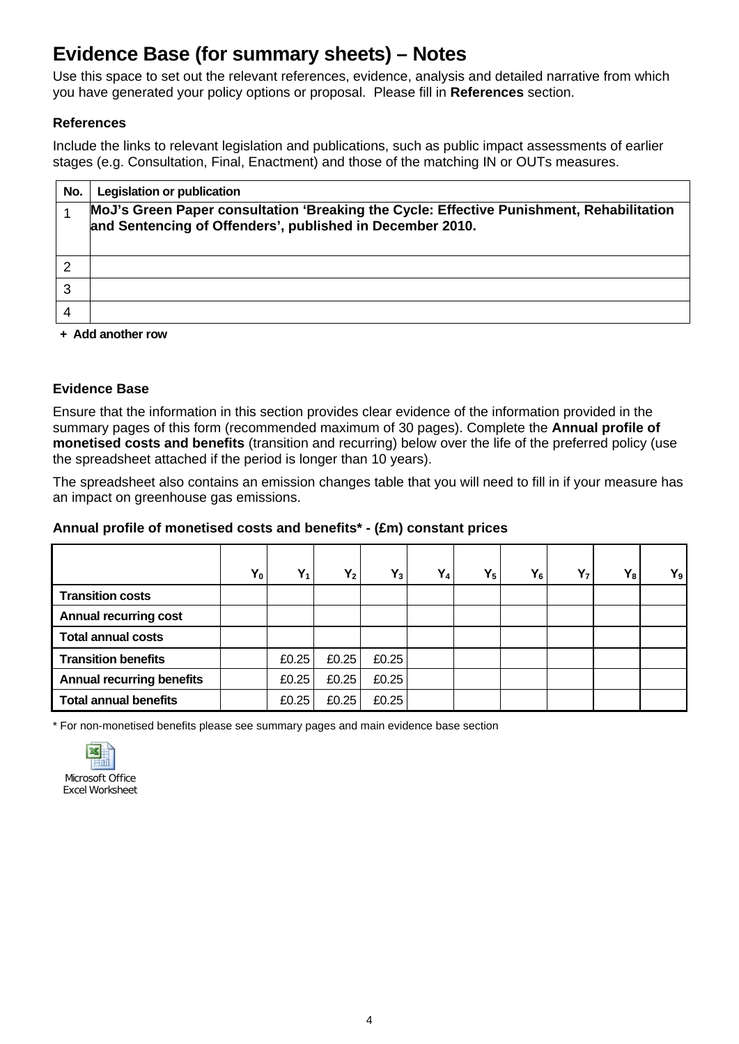# Evidence Base (for summary sheets) – Notes

Use this space to set out the relevant references, evidence, analysis and detailed narrative from which you have generated your policy options or proposal. Please fill in **References** section.

### References

Include the links to relevant legislation and publications, such as public impact assessments of earlier stages (e.g. Consultation, Final, Enactment) and those of the matching IN or OUTs measures.

| No. | Legislation or publication |
|---|---|
| 1 | **MoJ's Green Paper consultation 'Breaking the Cycle: Effective Punishment, Rehabilitation and Sentencing of Offenders', published in December 2010.** |
| 2 | |
| 3 | |
| 4 | |

**+ Add another row**

### Evidence Base

Ensure that the information in this section provides clear evidence of the information provided in the summary pages of this form (recommended maximum of 30 pages). Complete the **Annual profile of monetised costs and benefits** (transition and recurring) below over the life of the preferred policy (use the spreadsheet attached if the period is longer than 10 years).

The spreadsheet also contains an emission changes table that you will need to fill in if your measure has an impact on greenhouse gas emissions.

### Annual profile of monetised costs and benefits* - (£m) constant prices

| | $Y_0$ | $Y_1$ | $Y_2$ | $Y_3$ | $Y_4$ | $Y_5$ | $Y_6$ | $Y_7$ | $Y_8$ | $Y_9$ |
|---|---|---|---|---|---|---|---|---|---|---|
| **Transition costs** | | | | | | | | | | |
| **Annual recurring cost** | | | | | | | | | | |
| **Total annual costs** | | | | | | | | | | |
| **Transition benefits** | | £0.25 | £0.25 | £0.25 | | | | | | |
| **Annual recurring benefits** | | £0.25 | £0.25 | £0.25 | | | | | | |
| **Total annual benefits** | | £0.25 | £0.25 | £0.25 | | | | | | |

\* For non-monetised benefits please see summary pages and main evidence base section

Microsoft Office Excel Worksheet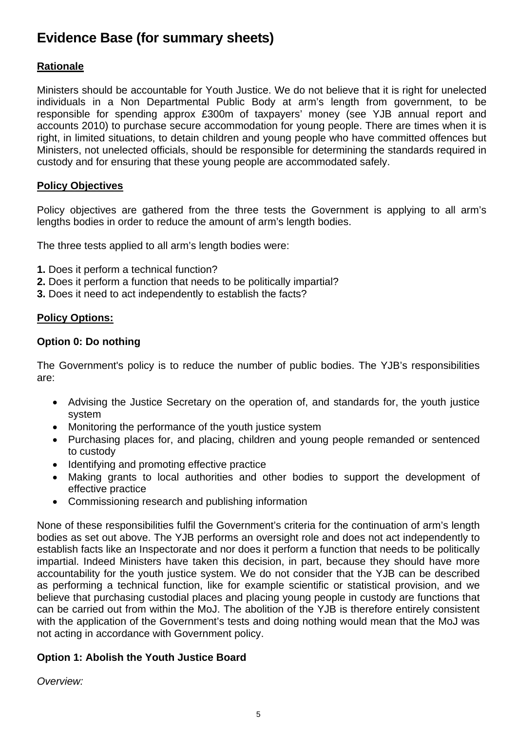# Evidence Base (for summary sheets)

**Rationale**

Ministers should be accountable for Youth Justice. We do not believe that it is right for unelected individuals in a Non Departmental Public Body at arm's length from government, to be responsible for spending approx £300m of taxpayers' money (see YJB annual report and accounts 2010) to purchase secure accommodation for young people. There are times when it is right, in limited situations, to detain children and young people who have committed offences but Ministers, not unelected officials, should be responsible for determining the standards required in custody and for ensuring that these young people are accommodated safely.

**Policy Objectives**

Policy objectives are gathered from the three tests the Government is applying to all arm's lengths bodies in order to reduce the amount of arm's length bodies.

The three tests applied to all arm's length bodies were:

**1.** Does it perform a technical function?
**2.** Does it perform a function that needs to be politically impartial?
**3.** Does it need to act independently to establish the facts?

**Policy Options:**

**Option 0: Do nothing**

The Government's policy is to reduce the number of public bodies. The YJB's responsibilities are:

- Advising the Justice Secretary on the operation of, and standards for, the youth justice system
- Monitoring the performance of the youth justice system
- Purchasing places for, and placing, children and young people remanded or sentenced to custody
- Identifying and promoting effective practice
- Making grants to local authorities and other bodies to support the development of effective practice
- Commissioning research and publishing information

None of these responsibilities fulfil the Government's criteria for the continuation of arm's length bodies as set out above. The YJB performs an oversight role and does not act independently to establish facts like an Inspectorate and nor does it perform a function that needs to be politically impartial. Indeed Ministers have taken this decision, in part, because they should have more accountability for the youth justice system. We do not consider that the YJB can be described as performing a technical function, like for example scientific or statistical provision, and we believe that purchasing custodial places and placing young people in custody are functions that can be carried out from within the MoJ. The abolition of the YJB is therefore entirely consistent with the application of the Government's tests and doing nothing would mean that the MoJ was not acting in accordance with Government policy.

**Option 1: Abolish the Youth Justice Board**

*Overview:*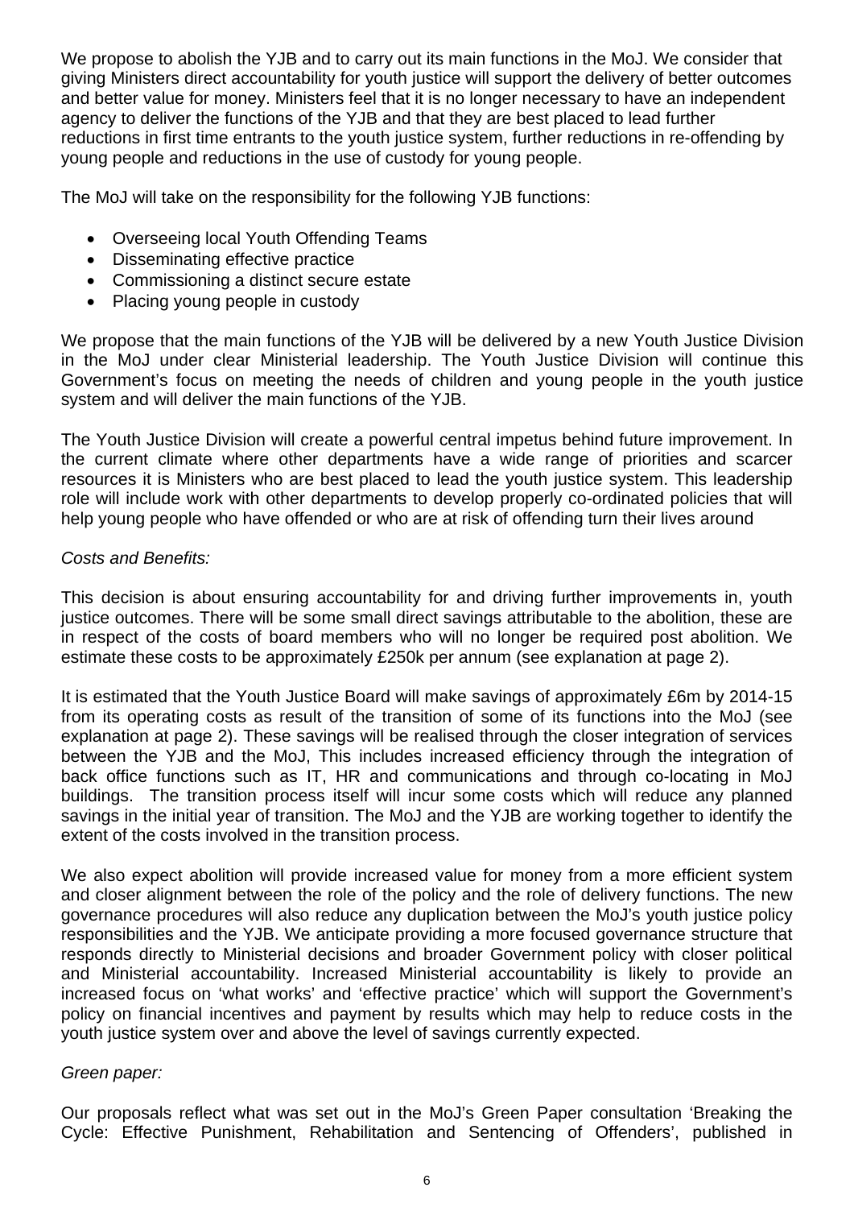We propose to abolish the YJB and to carry out its main functions in the MoJ. We consider that giving Ministers direct accountability for youth justice will support the delivery of better outcomes and better value for money. Ministers feel that it is no longer necessary to have an independent agency to deliver the functions of the YJB and that they are best placed to lead further reductions in first time entrants to the youth justice system, further reductions in re-offending by young people and reductions in the use of custody for young people.

The MoJ will take on the responsibility for the following YJB functions:

- Overseeing local Youth Offending Teams
- Disseminating effective practice
- Commissioning a distinct secure estate
- Placing young people in custody

We propose that the main functions of the YJB will be delivered by a new Youth Justice Division in the MoJ under clear Ministerial leadership. The Youth Justice Division will continue this Government's focus on meeting the needs of children and young people in the youth justice system and will deliver the main functions of the YJB.

The Youth Justice Division will create a powerful central impetus behind future improvement. In the current climate where other departments have a wide range of priorities and scarcer resources it is Ministers who are best placed to lead the youth justice system. This leadership role will include work with other departments to develop properly co-ordinated policies that will help young people who have offended or who are at risk of offending turn their lives around

*Costs and Benefits:*

This decision is about ensuring accountability for and driving further improvements in, youth justice outcomes. There will be some small direct savings attributable to the abolition, these are in respect of the costs of board members who will no longer be required post abolition. We estimate these costs to be approximately £250k per annum (see explanation at page 2).

It is estimated that the Youth Justice Board will make savings of approximately £6m by 2014-15 from its operating costs as result of the transition of some of its functions into the MoJ (see explanation at page 2). These savings will be realised through the closer integration of services between the YJB and the MoJ, This includes increased efficiency through the integration of back office functions such as IT, HR and communications and through co-locating in MoJ buildings. The transition process itself will incur some costs which will reduce any planned savings in the initial year of transition. The MoJ and the YJB are working together to identify the extent of the costs involved in the transition process.

We also expect abolition will provide increased value for money from a more efficient system and closer alignment between the role of the policy and the role of delivery functions. The new governance procedures will also reduce any duplication between the MoJ's youth justice policy responsibilities and the YJB. We anticipate providing a more focused governance structure that responds directly to Ministerial decisions and broader Government policy with closer political and Ministerial accountability. Increased Ministerial accountability is likely to provide an increased focus on 'what works' and 'effective practice' which will support the Government's policy on financial incentives and payment by results which may help to reduce costs in the youth justice system over and above the level of savings currently expected.

*Green paper:*

Our proposals reflect what was set out in the MoJ's Green Paper consultation 'Breaking the Cycle: Effective Punishment, Rehabilitation and Sentencing of Offenders', published in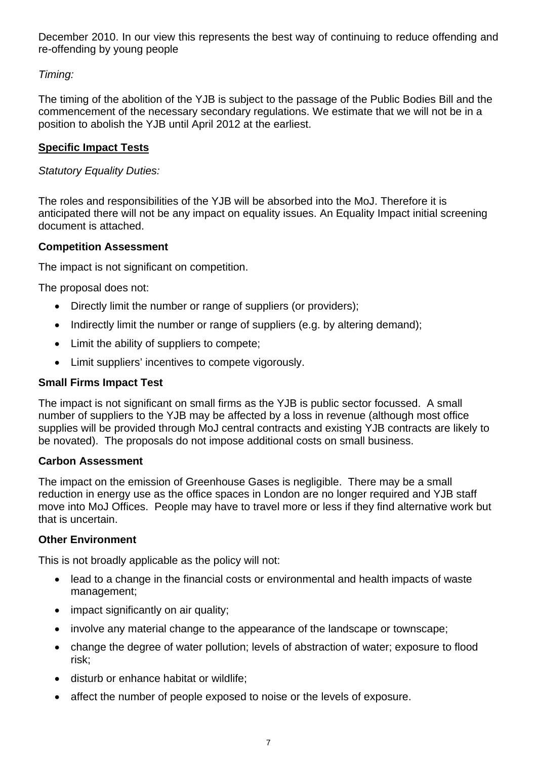December 2010. In our view this represents the best way of continuing to reduce offending and re-offending by young people

*Timing:*

The timing of the abolition of the YJB is subject to the passage of the Public Bodies Bill and the commencement of the necessary secondary regulations. We estimate that we will not be in a position to abolish the YJB until April 2012 at the earliest.

**Specific Impact Tests**

*Statutory Equality Duties:*

The roles and responsibilities of the YJB will be absorbed into the MoJ. Therefore it is anticipated there will not be any impact on equality issues. An Equality Impact initial screening document is attached.

**Competition Assessment**

The impact is not significant on competition.

The proposal does not:

- Directly limit the number or range of suppliers (or providers);
- Indirectly limit the number or range of suppliers (e.g. by altering demand);
- Limit the ability of suppliers to compete;
- Limit suppliers' incentives to compete vigorously.

**Small Firms Impact Test**

The impact is not significant on small firms as the YJB is public sector focussed. A small number of suppliers to the YJB may be affected by a loss in revenue (although most office supplies will be provided through MoJ central contracts and existing YJB contracts are likely to be novated). The proposals do not impose additional costs on small business.

**Carbon Assessment**

The impact on the emission of Greenhouse Gases is negligible. There may be a small reduction in energy use as the office spaces in London are no longer required and YJB staff move into MoJ Offices. People may have to travel more or less if they find alternative work but that is uncertain.

**Other Environment**

This is not broadly applicable as the policy will not:

- lead to a change in the financial costs or environmental and health impacts of waste management;
- impact significantly on air quality;
- involve any material change to the appearance of the landscape or townscape;
- change the degree of water pollution; levels of abstraction of water; exposure to flood risk;
- disturb or enhance habitat or wildlife;
- affect the number of people exposed to noise or the levels of exposure.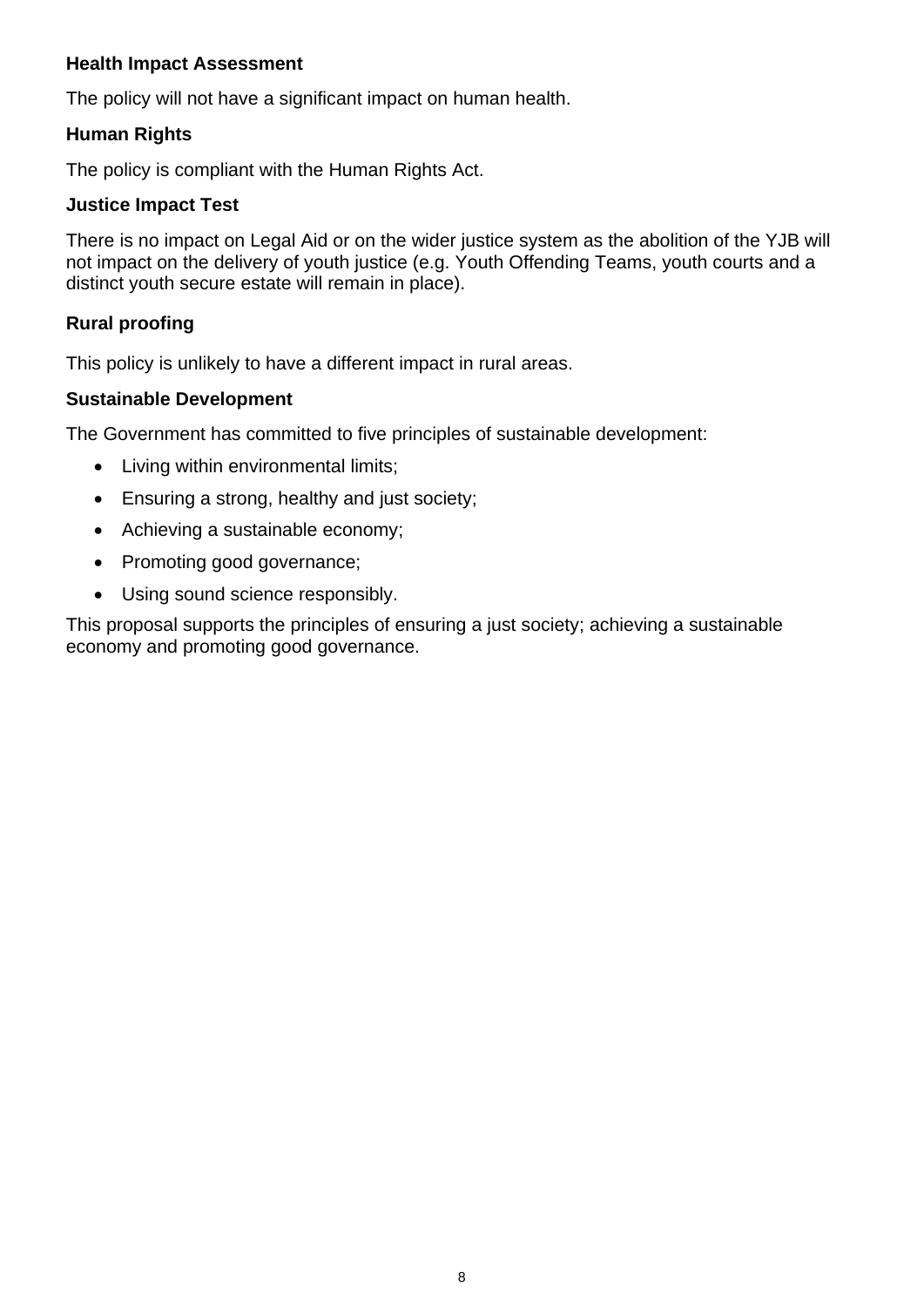**Health Impact Assessment**

The policy will not have a significant impact on human health.

**Human Rights**

The policy is compliant with the Human Rights Act.

**Justice Impact Test**

There is no impact on Legal Aid or on the wider justice system as the abolition of the YJB will not impact on the delivery of youth justice (e.g. Youth Offending Teams, youth courts and a distinct youth secure estate will remain in place).

**Rural proofing**

This policy is unlikely to have a different impact in rural areas.

**Sustainable Development**

The Government has committed to five principles of sustainable development:

- Living within environmental limits;
- Ensuring a strong, healthy and just society;
- Achieving a sustainable economy;
- Promoting good governance;
- Using sound science responsibly.

This proposal supports the principles of ensuring a just society; achieving a sustainable economy and promoting good governance.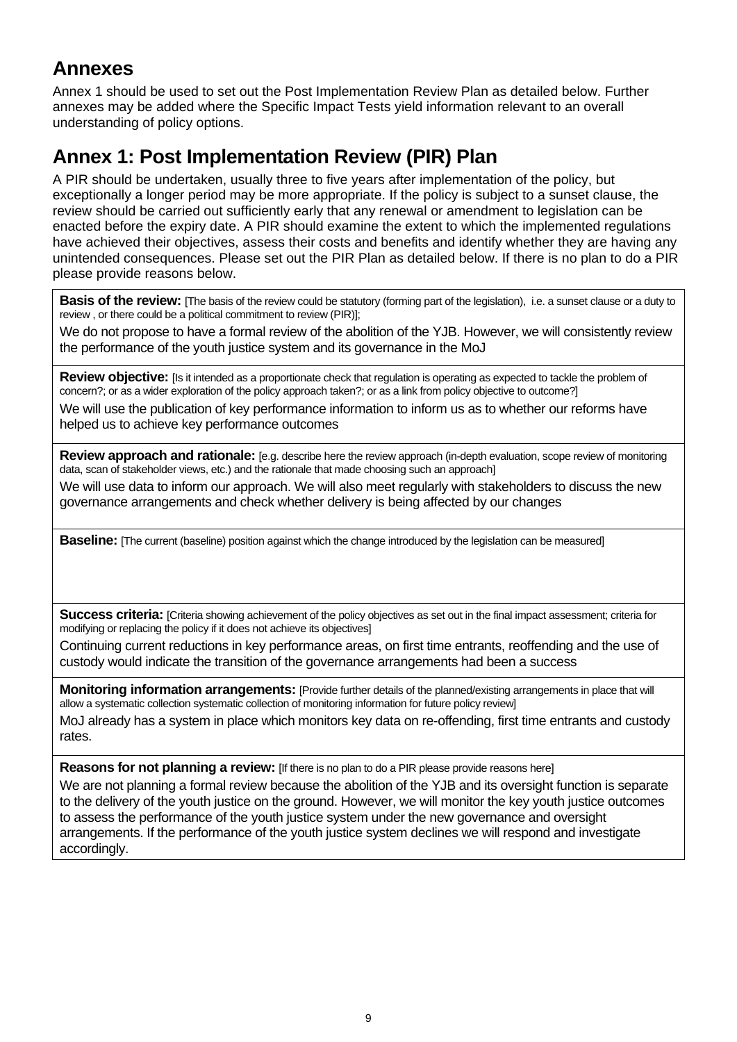## Annexes

Annex 1 should be used to set out the Post Implementation Review Plan as detailed below. Further annexes may be added where the Specific Impact Tests yield information relevant to an overall understanding of policy options.

## Annex 1: Post Implementation Review (PIR) Plan

A PIR should be undertaken, usually three to five years after implementation of the policy, but exceptionally a longer period may be more appropriate. If the policy is subject to a sunset clause, the review should be carried out sufficiently early that any renewal or amendment to legislation can be enacted before the expiry date. A PIR should examine the extent to which the implemented regulations have achieved their objectives, assess their costs and benefits and identify whether they are having any unintended consequences. Please set out the PIR Plan as detailed below. If there is no plan to do a PIR please provide reasons below.

**Basis of the review:** [The basis of the review could be statutory (forming part of the legislation), i.e. a sunset clause or a duty to review , or there could be a political commitment to review (PIR)];

We do not propose to have a formal review of the abolition of the YJB. However, we will consistently review the performance of the youth justice system and its governance in the MoJ

**Review objective:** [Is it intended as a proportionate check that regulation is operating as expected to tackle the problem of concern?; or as a wider exploration of the policy approach taken?; or as a link from policy objective to outcome?]

We will use the publication of key performance information to inform us as to whether our reforms have helped us to achieve key performance outcomes

**Review approach and rationale:** [e.g. describe here the review approach (in-depth evaluation, scope review of monitoring data, scan of stakeholder views, etc.) and the rationale that made choosing such an approach]

We will use data to inform our approach. We will also meet regularly with stakeholders to discuss the new governance arrangements and check whether delivery is being affected by our changes

**Baseline:** [The current (baseline) position against which the change introduced by the legislation can be measured]

**Success criteria:** [Criteria showing achievement of the policy objectives as set out in the final impact assessment; criteria for modifying or replacing the policy if it does not achieve its objectives]

Continuing current reductions in key performance areas, on first time entrants, reoffending and the use of custody would indicate the transition of the governance arrangements had been a success

**Monitoring information arrangements:** [Provide further details of the planned/existing arrangements in place that will allow a systematic collection systematic collection of monitoring information for future policy review]

MoJ already has a system in place which monitors key data on re-offending, first time entrants and custody rates.

**Reasons for not planning a review:** [If there is no plan to do a PIR please provide reasons here]

We are not planning a formal review because the abolition of the YJB and its oversight function is separate to the delivery of the youth justice on the ground. However, we will monitor the key youth justice outcomes to assess the performance of the youth justice system under the new governance and oversight arrangements. If the performance of the youth justice system declines we will respond and investigate accordingly.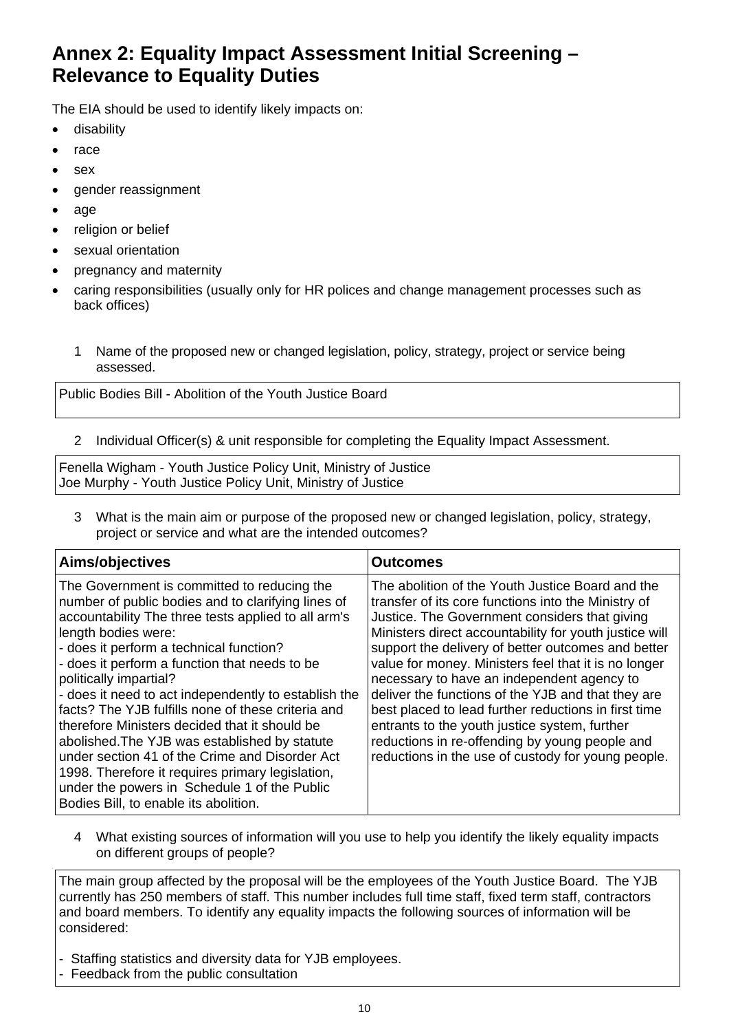# Annex 2: Equality Impact Assessment Initial Screening – Relevance to Equality Duties

The EIA should be used to identify likely impacts on:

- disability
- race
- sex
- gender reassignment
- age
- religion or belief
- sexual orientation
- pregnancy and maternity
- caring responsibilities (usually only for HR polices and change management processes such as back offices)

1 Name of the proposed new or changed legislation, policy, strategy, project or service being assessed.

| Public Bodies Bill - Abolition of the Youth Justice Board |
|---|

2 Individual Officer(s) & unit responsible for completing the Equality Impact Assessment.

| Fenella Wigham - Youth Justice Policy Unit, Ministry of Justice<br>Joe Murphy - Youth Justice Policy Unit, Ministry of Justice |
|---|

3 What is the main aim or purpose of the proposed new or changed legislation, policy, strategy, project or service and what are the intended outcomes?

| **Aims/objectives** | **Outcomes** |
|---|---|
| The Government is committed to reducing the number of public bodies and to clarifying lines of accountability The three tests applied to all arm's length bodies were:<br>- does it perform a technical function?<br>- does it perform a function that needs to be politically impartial?<br>- does it need to act independently to establish the facts? The YJB fulfills none of these criteria and therefore Ministers decided that it should be abolished.The YJB was established by statute under section 41 of the Crime and Disorder Act 1998. Therefore it requires primary legislation, under the powers in Schedule 1 of the Public Bodies Bill, to enable its abolition. | The abolition of the Youth Justice Board and the transfer of its core functions into the Ministry of Justice. The Government considers that giving Ministers direct accountability for youth justice will support the delivery of better outcomes and better value for money. Ministers feel that it is no longer necessary to have an independent agency to deliver the functions of the YJB and that they are best placed to lead further reductions in first time entrants to the youth justice system, further reductions in re-offending by young people and reductions in the use of custody for young people. |

4 What existing sources of information will you use to help you identify the likely equality impacts on different groups of people?

| The main group affected by the proposal will be the employees of the Youth Justice Board. The YJB currently has 250 members of staff. This number includes full time staff, fixed term staff, contractors and board members. To identify any equality impacts the following sources of information will be considered:<br><br>- Staffing statistics and diversity data for YJB employees.<br>- Feedback from the public consultation |
|---|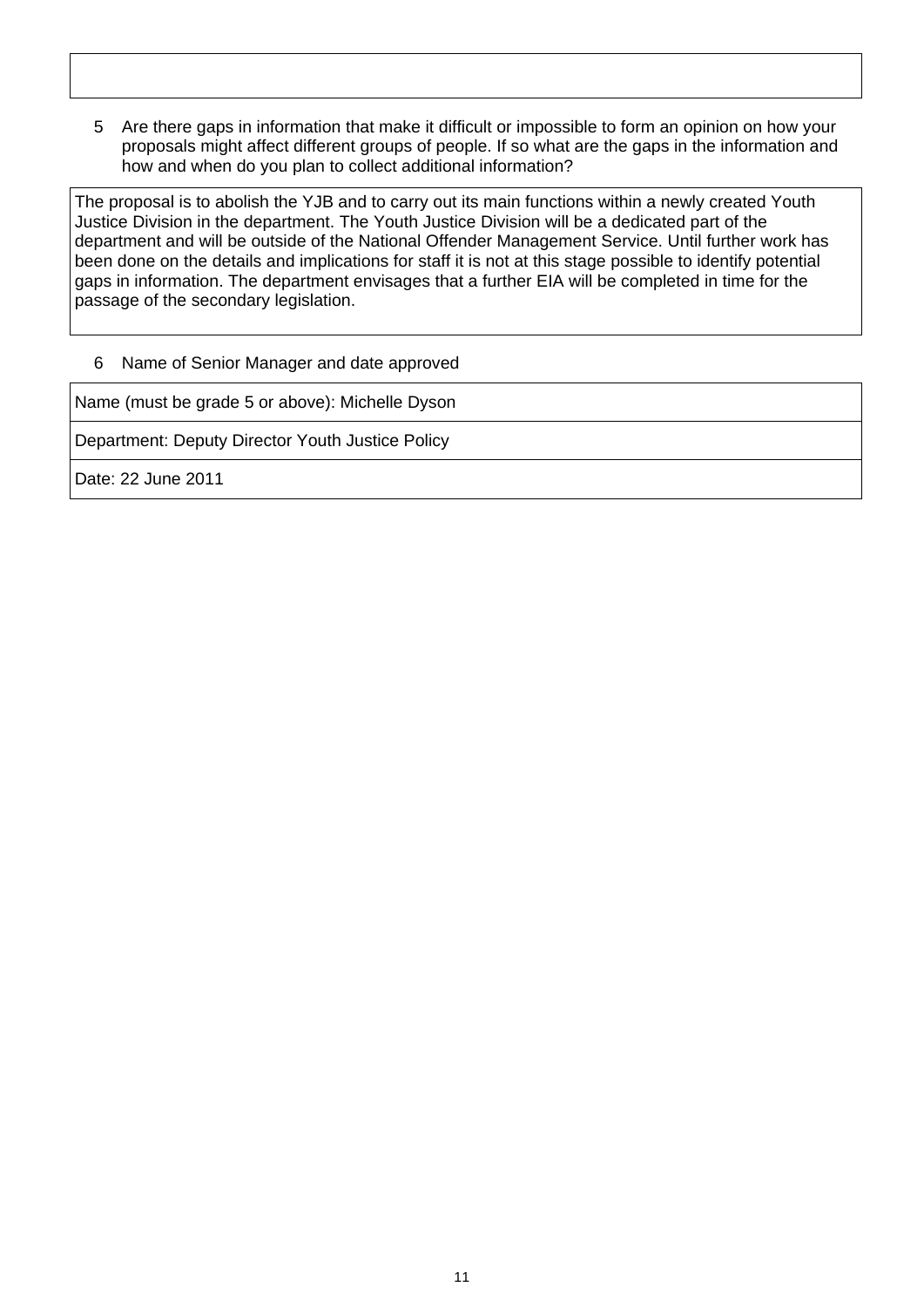5 Are there gaps in information that make it difficult or impossible to form an opinion on how your proposals might affect different groups of people. If so what are the gaps in the information and how and when do you plan to collect additional information?

The proposal is to abolish the YJB and to carry out its main functions within a newly created Youth Justice Division in the department. The Youth Justice Division will be a dedicated part of the department and will be outside of the National Offender Management Service. Until further work has been done on the details and implications for staff it is not at this stage possible to identify potential gaps in information. The department envisages that a further EIA will be completed in time for the passage of the secondary legislation.

6 Name of Senior Manager and date approved

Name (must be grade 5 or above): Michelle Dyson

Department: Deputy Director Youth Justice Policy

Date: 22 June 2011